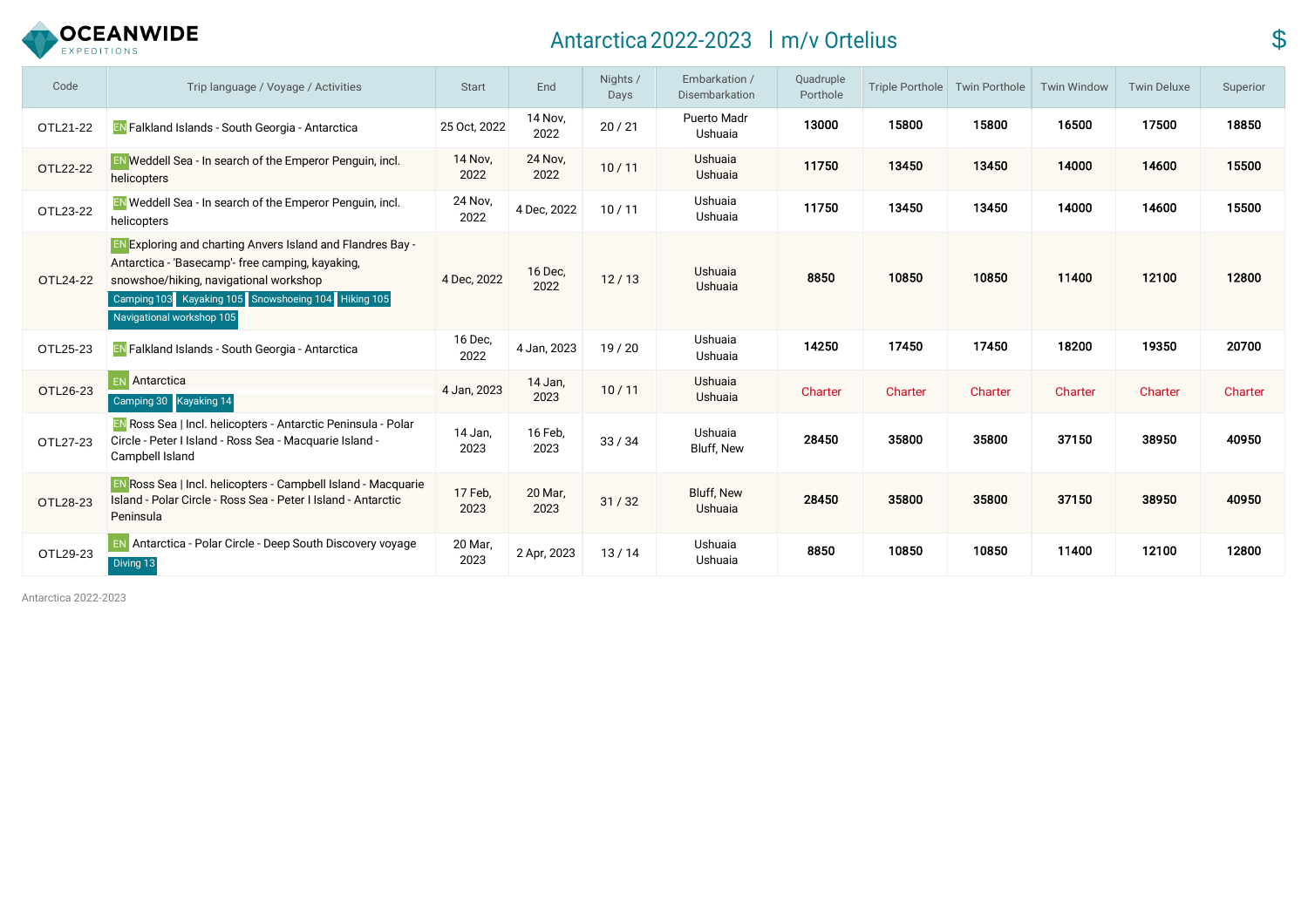OCEANWIDE EXPEDITIONS

# Antarctica 2022-2023 | m/v Ortelius

$

| Code | Trip language / Voyage / Activities | Start | End | Nights / Days | Embarkation / Disembarkation | Quadruple Porthole | Triple Porthole | Twin Porthole | Twin Window | Twin Deluxe | Superior |
|---|---|---|---|---|---|---|---|---|---|---|---|
| OTL21-22 | EN Falkland Islands - South Georgia - Antarctica | 25 Oct, 2022 | 14 Nov, 2022 | 20 / 21 | Puerto Madr Ushuaia | 13000 | 15800 | 15800 | 16500 | 17500 | 18850 |
| OTL22-22 | EN Weddell Sea - In search of the Emperor Penguin, incl. helicopters | 14 Nov, 2022 | 24 Nov, 2022 | 10 / 11 | Ushuaia Ushuaia | 11750 | 13450 | 13450 | 14000 | 14600 | 15500 |
| OTL23-22 | EN Weddell Sea - In search of the Emperor Penguin, incl. helicopters | 24 Nov, 2022 | 4 Dec, 2022 | 10 / 11 | Ushuaia Ushuaia | 11750 | 13450 | 13450 | 14000 | 14600 | 15500 |
| OTL24-22 | EN Exploring and charting Anvers Island and Flandres Bay - Antarctica - 'Basecamp'- free camping, kayaking, snowshoe/hiking, navigational workshop Camping 103 Kayaking 105 Snowshoeing 104 Hiking 105 Navigational workshop 105 | 4 Dec, 2022 | 16 Dec, 2022 | 12 / 13 | Ushuaia Ushuaia | 8850 | 10850 | 10850 | 11400 | 12100 | 12800 |
| OTL25-23 | EN Falkland Islands - South Georgia - Antarctica | 16 Dec, 2022 | 4 Jan, 2023 | 19 / 20 | Ushuaia Ushuaia | 14250 | 17450 | 17450 | 18200 | 19350 | 20700 |
| OTL26-23 | EN Antarctica Camping 30 Kayaking 14 | 4 Jan, 2023 | 14 Jan, 2023 | 10 / 11 | Ushuaia Ushuaia | Charter | Charter | Charter | Charter | Charter | Charter |
| OTL27-23 | EN Ross Sea \| Incl. helicopters - Antarctic Peninsula - Polar Circle - Peter I Island - Ross Sea - Macquarie Island - Campbell Island | 14 Jan, 2023 | 16 Feb, 2023 | 33 / 34 | Ushuaia Bluff, New | 28450 | 35800 | 35800 | 37150 | 38950 | 40950 |
| OTL28-23 | EN Ross Sea \| Incl. helicopters - Campbell Island - Macquarie Island - Polar Circle - Ross Sea - Peter I Island - Antarctic Peninsula | 17 Feb, 2023 | 20 Mar, 2023 | 31 / 32 | Bluff, New Ushuaia | 28450 | 35800 | 35800 | 37150 | 38950 | 40950 |
| OTL29-23 | EN Antarctica - Polar Circle - Deep South Discovery voyage Diving 13 | 20 Mar, 2023 | 2 Apr, 2023 | 13 / 14 | Ushuaia Ushuaia | 8850 | 10850 | 10850 | 11400 | 12100 | 12800 |

Antarctica 2022-2023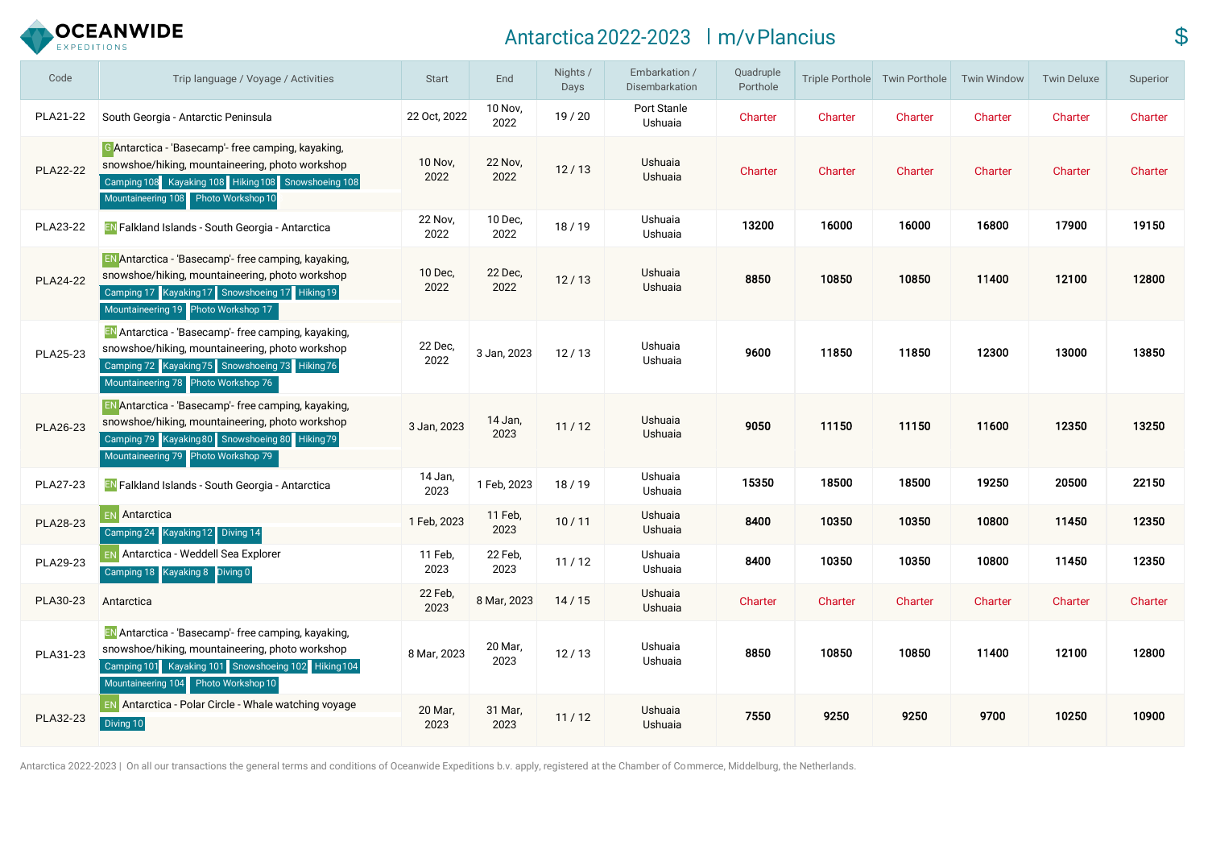# OCEANWIDE EXPEDITIONS

## Antarctica 2022-2023 | m/v Plancius

$

| Code | Trip language / Voyage / Activities | Start | End | Nights / Days | Embarkation / Disembarkation | Quadruple Porthole | Triple Porthole | Twin Porthole | Twin Window | Twin Deluxe | Superior |
|---|---|---|---|---|---|---|---|---|---|---|---|
| PLA21-22 | South Georgia - Antarctic Peninsula | 22 Oct, 2022 | 10 Nov, 2022 | 19 / 20 | Port Stanle Ushuaia | Charter | Charter | Charter | Charter | Charter | Charter |
| PLA22-22 | G Antarctica - 'Basecamp'- free camping, kayaking, snowshoe/hiking, mountaineering, photo workshop Camping 108 Kayaking 108 Hiking 108 Snowshoeing 108 Mountaineering 108 Photo Workshop 10 | 10 Nov, 2022 | 22 Nov, 2022 | 12 / 13 | Ushuaia Ushuaia | Charter | Charter | Charter | Charter | Charter | Charter |
| PLA23-22 | EN Falkland Islands - South Georgia - Antarctica | 22 Nov, 2022 | 10 Dec, 2022 | 18 / 19 | Ushuaia Ushuaia | 13200 | 16000 | 16000 | 16800 | 17900 | 19150 |
| PLA24-22 | EN Antarctica - 'Basecamp'- free camping, kayaking, snowshoe/hiking, mountaineering, photo workshop Camping 17 Kayaking 17 Snowshoeing 17 Hiking 19 Mountaineering 19 Photo Workshop 17 | 10 Dec, 2022 | 22 Dec, 2022 | 12 / 13 | Ushuaia Ushuaia | 8850 | 10850 | 10850 | 11400 | 12100 | 12800 |
| PLA25-23 | EN Antarctica - 'Basecamp'- free camping, kayaking, snowshoe/hiking, mountaineering, photo workshop Camping 72 Kayaking 75 Snowshoeing 73 Hiking 76 Mountaineering 78 Photo Workshop 76 | 22 Dec, 2022 | 3 Jan, 2023 | 12 / 13 | Ushuaia Ushuaia | 9600 | 11850 | 11850 | 12300 | 13000 | 13850 |
| PLA26-23 | EN Antarctica - 'Basecamp'- free camping, kayaking, snowshoe/hiking, mountaineering, photo workshop Camping 79 Kayaking 80 Snowshoeing 80 Hiking 79 Mountaineering 79 Photo Workshop 79 | 3 Jan, 2023 | 14 Jan, 2023 | 11 / 12 | Ushuaia Ushuaia | 9050 | 11150 | 11150 | 11600 | 12350 | 13250 |
| PLA27-23 | EN Falkland Islands - South Georgia - Antarctica | 14 Jan, 2023 | 1 Feb, 2023 | 18 / 19 | Ushuaia Ushuaia | 15350 | 18500 | 18500 | 19250 | 20500 | 22150 |
| PLA28-23 | EN Antarctica Camping 24 Kayaking 12 Diving 14 | 1 Feb, 2023 | 11 Feb, 2023 | 10 / 11 | Ushuaia Ushuaia | 8400 | 10350 | 10350 | 10800 | 11450 | 12350 |
| PLA29-23 | EN Antarctica - Weddell Sea Explorer Camping 18 Kayaking 8 Diving 0 | 11 Feb, 2023 | 22 Feb, 2023 | 11 / 12 | Ushuaia Ushuaia | 8400 | 10350 | 10350 | 10800 | 11450 | 12350 |
| PLA30-23 | Antarctica | 22 Feb, 2023 | 8 Mar, 2023 | 14 / 15 | Ushuaia Ushuaia | Charter | Charter | Charter | Charter | Charter | Charter |
| PLA31-23 | EN Antarctica - 'Basecamp'- free camping, kayaking, snowshoe/hiking, mountaineering, photo workshop Camping 101 Kayaking 101 Snowshoeing 102 Hiking 104 Mountaineering 104 Photo Workshop 10 | 8 Mar, 2023 | 20 Mar, 2023 | 12 / 13 | Ushuaia Ushuaia | 8850 | 10850 | 10850 | 11400 | 12100 | 12800 |
| PLA32-23 | EN Antarctica - Polar Circle - Whale watching voyage Diving 10 | 20 Mar, 2023 | 31 Mar, 2023 | 11 / 12 | Ushuaia Ushuaia | 7550 | 9250 | 9250 | 9700 | 10250 | 10900 |

Antarctica 2022-2023 | On all our transactions the general terms and conditions of Oceanwide Expeditions b.v. apply, registered at the Chamber of Commerce, Middelburg, the Netherlands.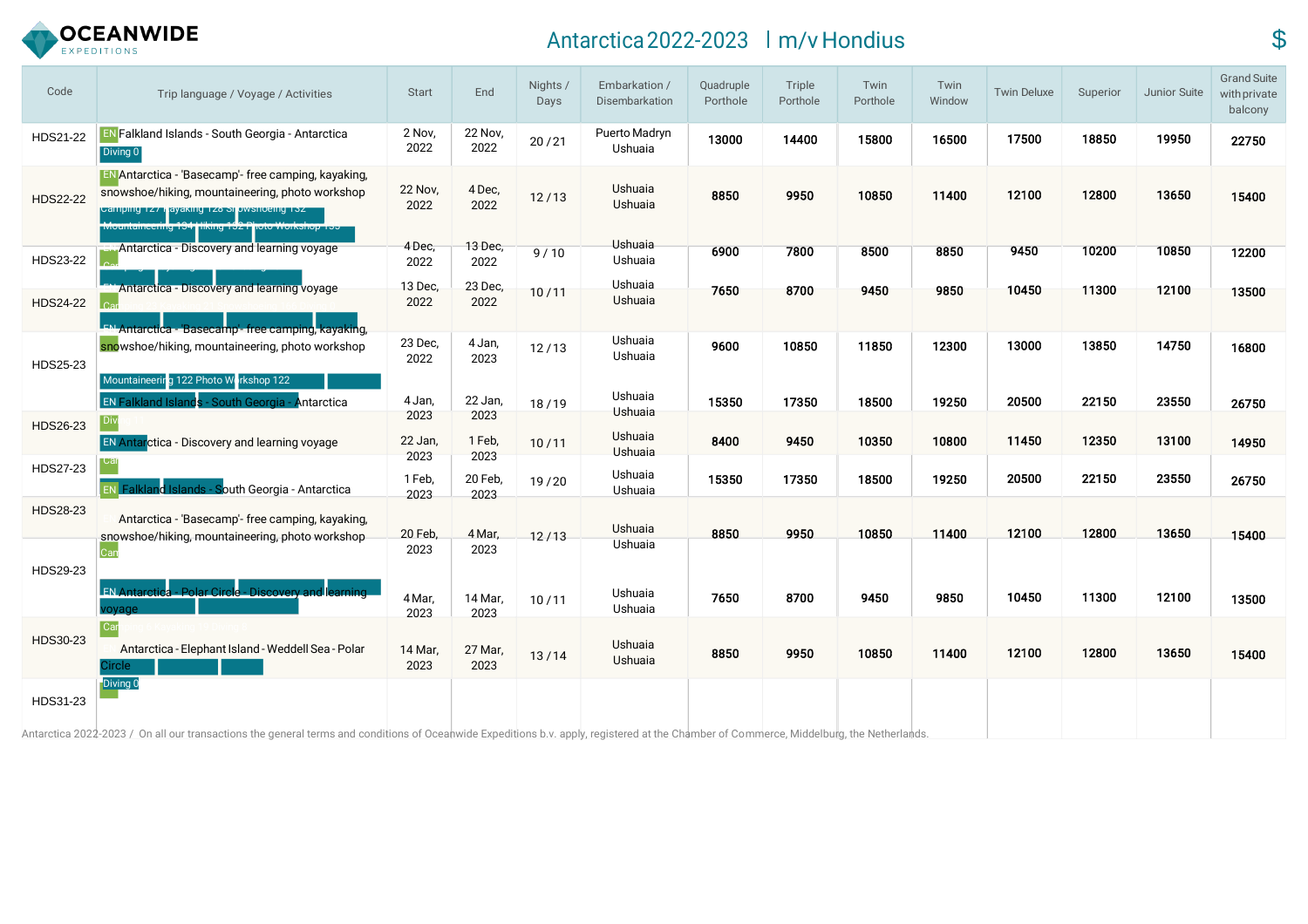# Antarctica 2022-2023 | m/v Hondius

$

| Code | Trip language / Voyage / Activities | Start | End | Nights / Days | Embarkation / Disembarkation | Quadruple Porthole | Triple Porthole | Twin Porthole | Twin Window | Twin Deluxe | Superior | Junior Suite | Grand Suite with private balcony |
|---|---|---|---|---|---|---|---|---|---|---|---|---|---|
| HDS21-22 | EN Falkland Islands - South Georgia - Antarctica<br>Diving 0 | 2 Nov, 2022 | 22 Nov, 2022 | 20 / 21 | Puerto Madryn<br>Ushuaia | 13000 | 14400 | 15800 | 16500 | 17500 | 18850 | 19950 | 22750 |
| HDS22-22 | EN Antarctica - 'Basecamp'- free camping, kayaking, snowshoe/hiking, mountaineering, photo workshop<br>Camping 127 Kayaking 128 Snowshoeing 132<br>Mountaineering 134 Hiking 132 Photo Workshop 133 | 22 Nov, 2022 | 4 Dec, 2022 | 12 / 13 | Ushuaia<br>Ushuaia | 8850 | 9950 | 10850 | 11400 | 12100 | 12800 | 13650 | 15400 |
| HDS23-22 | EN Antarctica - Discovery and learning voyage<br>Camping | 4 Dec, 2022 | 13 Dec, 2022 | 9 / 10 | Ushuaia<br>Ushuaia | 6900 | 7800 | 8500 | 8850 | 9450 | 10200 | 10850 | 12200 |
| HDS24-22 | EN Antarctica - Discovery and learning voyage<br>Camping | 13 Dec, 2022 | 23 Dec, 2022 | 10 / 11 | Ushuaia<br>Ushuaia | 7650 | 8700 | 9450 | 9850 | 10450 | 11300 | 12100 | 13500 |
| HDS25-23 | EN Antarctica - 'Basecamp'- free camping, kayaking, snowshoe/hiking, mountaineering, photo workshop<br>Mountaineering 122 Photo Workshop 122 | 23 Dec, 2022 | 4 Jan, 2023 | 12 / 13 | Ushuaia<br>Ushuaia | 9600 | 10850 | 11850 | 12300 | 13000 | 13850 | 14750 | 16800 |
| HDS26-23 | EN Falkland Islands - South Georgia - Antarctica<br>Diving | 4 Jan, 2023 | 22 Jan, 2023 | 18 / 19 | Ushuaia<br>Ushuaia | 15350 | 17350 | 18500 | 19250 | 20500 | 22150 | 23550 | 26750 |
| HDS27-23 | EN Antarctica - Discovery and learning voyage<br>Camping | 22 Jan, 2023 | 1 Feb, 2023 | 10 / 11 | Ushuaia<br>Ushuaia | 8400 | 9450 | 10350 | 10800 | 11450 | 12350 | 13100 | 14950 |
| HDS28-23 | EN Falkland Islands - South Georgia - Antarctica | 1 Feb, 2023 | 20 Feb, 2023 | 19 / 20 | Ushuaia<br>Ushuaia | 15350 | 17350 | 18500 | 19250 | 20500 | 22150 | 23550 | 26750 |
| HDS29-23 | Antarctica - 'Basecamp'- free camping, kayaking, snowshoe/hiking, mountaineering, photo workshop<br>Camping | 20 Feb, 2023 | 4 Mar, 2023 | 12 / 13 | Ushuaia<br>Ushuaia | 8850 | 9950 | 10850 | 11400 | 12100 | 12800 | 13650 | 15400 |
| HDS30-23 | EN Antarctica - Polar Circle - Discovery and learning voyage<br>Camping | 4 Mar, 2023 | 14 Mar, 2023 | 10 / 11 | Ushuaia<br>Ushuaia | 7650 | 8700 | 9450 | 9850 | 10450 | 11300 | 12100 | 13500 |
| HDS31-23 | Antarctica - Elephant Island - Weddell Sea - Polar Circle<br>Diving 0 | 14 Mar, 2023 | 27 Mar, 2023 | 13 / 14 | Ushuaia<br>Ushuaia | 8850 | 9950 | 10850 | 11400 | 12100 | 12800 | 13650 | 15400 |

Antarctica 2022-2023 / On all our transactions the general terms and conditions of Oceanwide Expeditions b.v. apply, registered at the Chamber of Commerce, Middelburg, the Netherlands.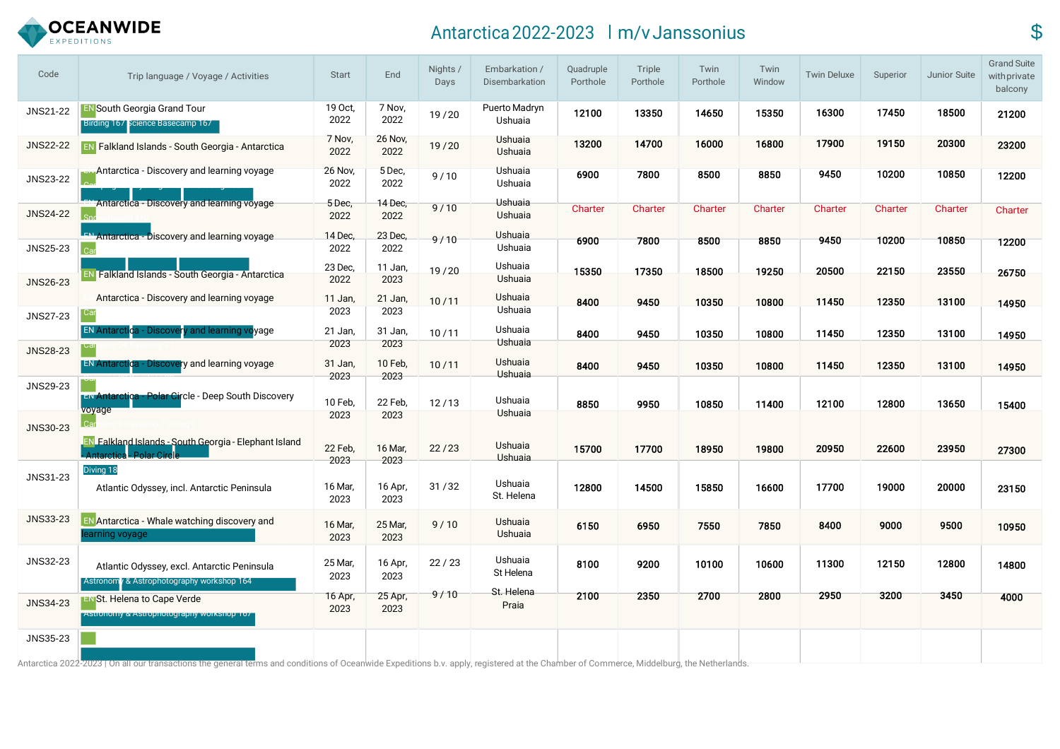# Antarctica 2022-2023 | m/v Janssonius

$

| Code | Trip language / Voyage / Activities | Start | End | Nights / Days | Embarkation / Disembarkation | Quadruple Porthole | Triple Porthole | Twin Porthole | Twin Window | Twin Deluxe | Superior | Junior Suite | Grand Suite with private balcony |
|---|---|---|---|---|---|---|---|---|---|---|---|---|---|
| JNS21-22 | EN South Georgia Grand Tour<br>Birding 167, Science Basecamp 167 | 19 Oct, 2022 | 7 Nov, 2022 | 19 / 20 | Puerto Madryn<br>Ushuaia | 12100 | 13350 | 14650 | 15350 | 16300 | 17450 | 18500 | 21200 |
| JNS22-22 | EN Falkland Islands - South Georgia - Antarctica | 7 Nov, 2022 | 26 Nov, 2022 | 19 / 20 | Ushuaia<br>Ushuaia | 13200 | 14700 | 16000 | 16800 | 17900 | 19150 | 20300 | 23200 |
| JNS23-22 | EN Antarctica - Discovery and learning voyage | 26 Nov, 2022 | 5 Dec, 2022 | 9 / 10 | Ushuaia<br>Ushuaia | 6900 | 7800 | 8500 | 8850 | 9450 | 10200 | 10850 | 12200 |
| JNS24-22 | EN Antarctica - Discovery and learning voyage | 5 Dec, 2022 | 14 Dec, 2022 | 9 / 10 | Ushuaia<br>Ushuaia | Charter | Charter | Charter | Charter | Charter | Charter | Charter | Charter |
| JNS25-23 | EN Antarctica - Discovery and learning voyage | 14 Dec, 2022 | 23 Dec, 2022 | 9 / 10 | Ushuaia<br>Ushuaia | 6900 | 7800 | 8500 | 8850 | 9450 | 10200 | 10850 | 12200 |
| JNS26-23 | EN Falkland Islands - South Georgia - Antarctica | 23 Dec, 2022 | 11 Jan, 2023 | 19 / 20 | Ushuaia<br>Ushuaia | 15350 | 17350 | 18500 | 19250 | 20500 | 22150 | 23550 | 26750 |
| JNS27-23 | EN Antarctica - Discovery and learning voyage | 11 Jan, 2023 | 21 Jan, 2023 | 10 / 11 | Ushuaia<br>Ushuaia | 8400 | 9450 | 10350 | 10800 | 11450 | 12350 | 13100 | 14950 |
| JNS28-23 | EN Antarctica - Discovery and learning voyage | 21 Jan, 2023 | 31 Jan, 2023 | 10 / 11 | Ushuaia<br>Ushuaia | 8400 | 9450 | 10350 | 10800 | 11450 | 12350 | 13100 | 14950 |
| JNS29-23 | EN Antarctica - Discovery and learning voyage | 31 Jan, 2023 | 10 Feb, 2023 | 10 / 11 | Ushuaia<br>Ushuaia | 8400 | 9450 | 10350 | 10800 | 11450 | 12350 | 13100 | 14950 |
| JNS30-23 | EN Antarctica - Polar Circle - Deep South Discovery voyage | 10 Feb, 2023 | 22 Feb, 2023 | 12 / 13 | Ushuaia<br>Ushuaia | 8850 | 9950 | 10850 | 11400 | 12100 | 12800 | 13650 | 15400 |
| JNS31-23 | EN Falkland Islands - South Georgia - Elephant Island - Antarctica - Polar Circle<br>Diving 18 | 22 Feb, 2023 | 16 Mar, 2023 | 22 / 23 | Ushuaia<br>Ushuaia | 15700 | 17700 | 18950 | 19800 | 20950 | 22600 | 23950 | 27300 |
| JNS33-23 | Atlantic Odyssey, incl. Antarctic Peninsula | 16 Mar, 2023 | 16 Apr, 2023 | 31 / 32 | Ushuaia<br>St. Helena | 12800 | 14500 | 15850 | 16600 | 17700 | 19000 | 20000 | 23150 |
| JNS32-23 | EN Antarctica - Whale watching discovery and learning voyage | 16 Mar, 2023 | 25 Mar, 2023 | 9 / 10 | Ushuaia<br>Ushuaia | 6150 | 6950 | 7550 | 7850 | 8400 | 9000 | 9500 | 10950 |
| JNS34-23 | Atlantic Odyssey, excl. Antarctic Peninsula<br>Astronomy & Astrophotography workshop 164 | 25 Mar, 2023 | 16 Apr, 2023 | 22 / 23 | Ushuaia<br>St Helena | 8100 | 9200 | 10100 | 10600 | 11300 | 12150 | 12800 | 14800 |
| JNS35-23 | EN St. Helena to Cape Verde<br>Astronomy & Astrophotography workshop 167 | 16 Apr, 2023 | 25 Apr, 2023 | 9 / 10 | St. Helena<br>Praia | 2100 | 2350 | 2700 | 2800 | 2950 | 3200 | 3450 | 4000 |

Antarctica 2022-2023 | On all our transactions the general terms and conditions of Oceanwide Expeditions b.v. apply, registered at the Chamber of Commerce, Middelburg, the Netherlands.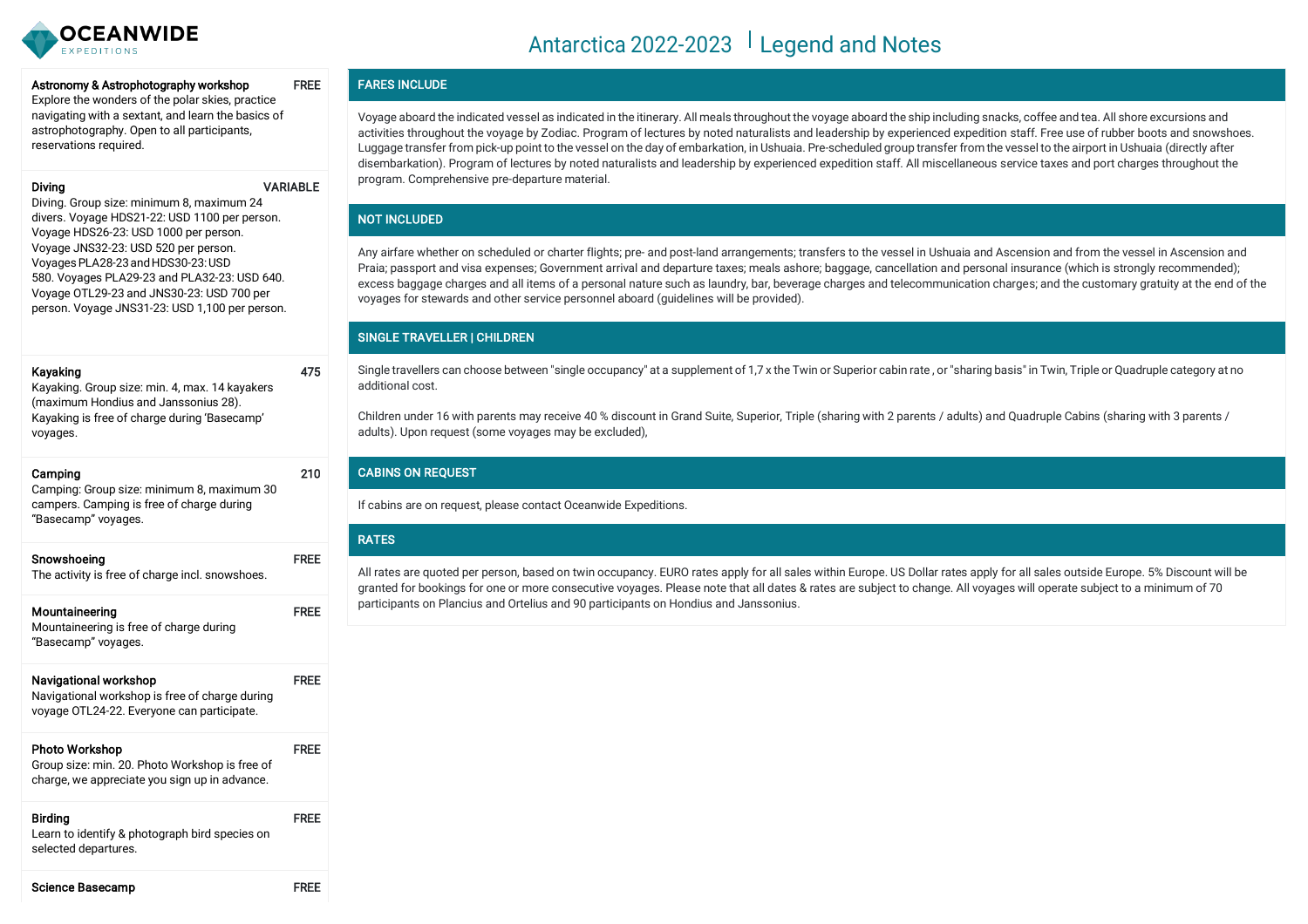# Antarctica 2022-2023 | Legend and Notes

**Astronomy & Astrophotography workshop** FREE
Explore the wonders of the polar skies, practice navigating with a sextant, and learn the basics of astrophotography. Open to all participants, reservations required.

**Diving** VARIABLE
Diving. Group size: minimum 8, maximum 24 divers. Voyage HDS21-22: USD 1100 per person. Voyage HDS26-23: USD 1000 per person. Voyage JNS32-23: USD 520 per person. Voyages PLA28-23 and HDS30-23: USD 580. Voyages PLA29-23 and PLA32-23: USD 640. Voyage OTL29-23 and JNS30-23: USD 700 per person. Voyage JNS31-23: USD 1,100 per person.

**Kayaking** 475
Kayaking. Group size: min. 4, max. 14 kayakers (maximum Hondius and Janssonius 28). Kayaking is free of charge during 'Basecamp' voyages.

**Camping** 210
Camping: Group size: minimum 8, maximum 30 campers. Camping is free of charge during "Basecamp" voyages.

**Snowshoeing** FREE
The activity is free of charge incl. snowshoes.

**Mountaineering** FREE
Mountaineering is free of charge during "Basecamp" voyages.

**Navigational workshop** FREE
Navigational workshop is free of charge during voyage OTL24-22. Everyone can participate.

**Photo Workshop** FREE
Group size: min. 20. Photo Workshop is free of charge, we appreciate you sign up in advance.

**Birding** FREE
Learn to identify & photograph bird species on selected departures.

**Science Basecamp** FREE

## FARES INCLUDE

Voyage aboard the indicated vessel as indicated in the itinerary. All meals throughout the voyage aboard the ship including snacks, coffee and tea. All shore excursions and activities throughout the voyage by Zodiac. Program of lectures by noted naturalists and leadership by experienced expedition staff. Free use of rubber boots and snowshoes. Luggage transfer from pick-up point to the vessel on the day of embarkation, in Ushuaia. Pre-scheduled group transfer from the vessel to the airport in Ushuaia (directly after disembarkation). Program of lectures by noted naturalists and leadership by experienced expedition staff. All miscellaneous service taxes and port charges throughout the program. Comprehensive pre-departure material.

## NOT INCLUDED

Any airfare whether on scheduled or charter flights; pre- and post-land arrangements; transfers to the vessel in Ushuaia and Ascension and from the vessel in Ascension and Praia; passport and visa expenses; Government arrival and departure taxes; meals ashore; baggage, cancellation and personal insurance (which is strongly recommended); excess baggage charges and all items of a personal nature such as laundry, bar, beverage charges and telecommunication charges; and the customary gratuity at the end of the voyages for stewards and other service personnel aboard (guidelines will be provided).

## SINGLE TRAVELLER | CHILDREN

Single travellers can choose between "single occupancy" at a supplement of 1,7 x the Twin or Superior cabin rate , or "sharing basis" in Twin, Triple or Quadruple category at no additional cost.

Children under 16 with parents may receive 40 % discount in Grand Suite, Superior, Triple (sharing with 2 parents / adults) and Quadruple Cabins (sharing with 3 parents / adults). Upon request (some voyages may be excluded),

## CABINS ON REQUEST

If cabins are on request, please contact Oceanwide Expeditions.

## RATES

All rates are quoted per person, based on twin occupancy. EURO rates apply for all sales within Europe. US Dollar rates apply for all sales outside Europe. 5% Discount will be granted for bookings for one or more consecutive voyages. Please note that all dates & rates are subject to change. All voyages will operate subject to a minimum of 70 participants on Plancius and Ortelius and 90 participants on Hondius and Janssonius.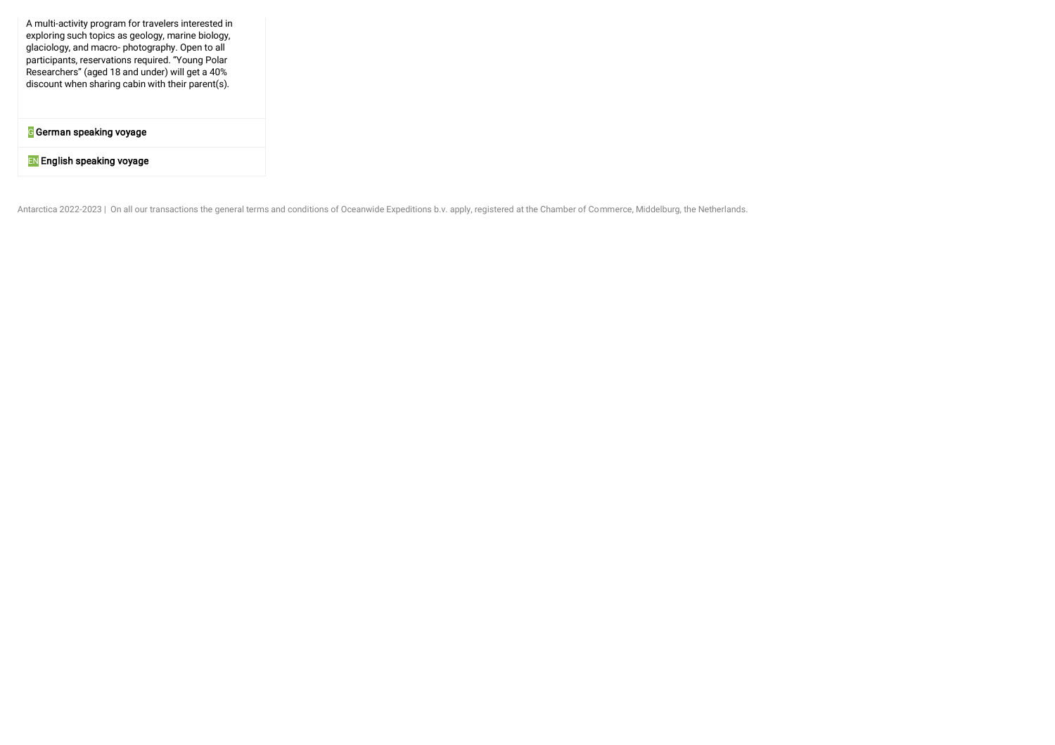A multi-activity program for travelers interested in exploring such topics as geology, marine biology, glaciology, and macro- photography. Open to all participants, reservations required. “Young Polar Researchers” (aged 18 and under) will get a 40% discount when sharing cabin with their parent(s).

G **German speaking voyage**

EN **English speaking voyage**

Antarctica 2022-2023 | On all our transactions the general terms and conditions of Oceanwide Expeditions b.v. apply, registered at the Chamber of Commerce, Middelburg, the Netherlands.